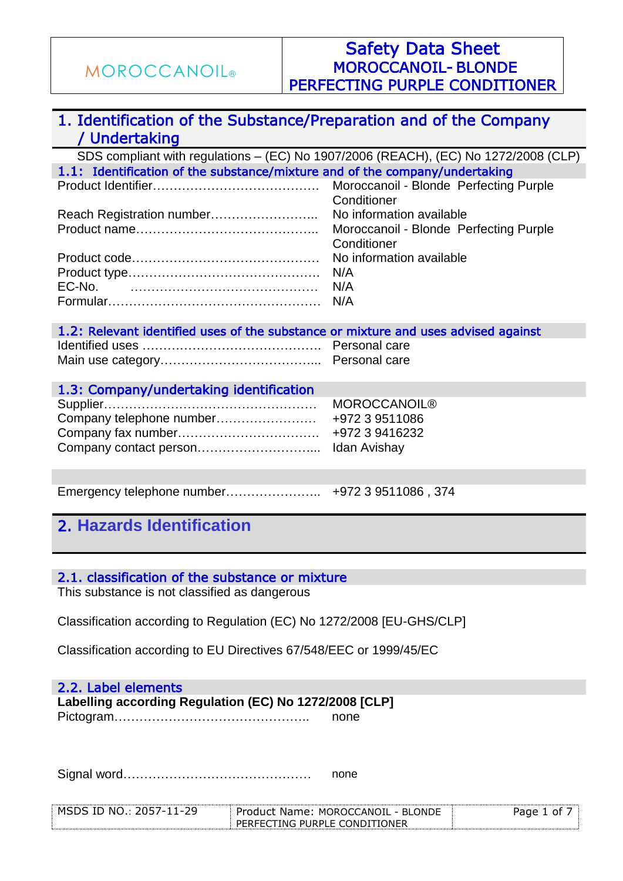MOROCCANOIL®

# Safety Data Sheet
## MOROCCANOIL- BLONDE PERFECTING PURPLE CONDITIONER

## 1. Identification of the Substance/Preparation and of the Company / Undertaking

SDS compliant with regulations – (EC) No 1907/2006 (REACH), (EC) No 1272/2008 (CLP)

### 1.1: Identification of the substance/mixture and of the company/undertaking

| | |
|---|---|
| Product Identifier…………………………………. | Moroccanoil - Blonde Perfecting Purple Conditioner |
| Reach Registration number…………………….. | No information available |
| Product name…………………………………….. | Moroccanoil - Blonde Perfecting Purple Conditioner |
| Product code……………………………………… | No information available |
| Product type………………………………………. | N/A |
| EC-No. ………………………………………. | N/A |
| Formular………………………………………….. | N/A |

### 1.2: Relevant identified uses of the substance or mixture and uses advised against

| | |
|---|---|
| Identified uses …………………………………… | Personal care |
| Main use category……………………………….. | Personal care |

### 1.3: Company/undertaking identification

| | |
|---|---|
| Supplier…………………………………………… | MOROCCANOIL® |
| Company telephone number…………………… | +972 3 9511086 |
| Company fax number……………………………. | +972 3 9416232 |
| Company contact person……………………….. | Idan Avishay |

| | |
|---|---|
| Emergency telephone number………………….. | +972 3 9511086 , 374 |

## 2. Hazards Identification

### 2.1. classification of the substance or mixture

This substance is not classified as dangerous

Classification according to Regulation (EC) No 1272/2008 [EU-GHS/CLP]

Classification according to EU Directives 67/548/EEC or 1999/45/EC

### 2.2. Label elements

**Labelling according Regulation (EC) No 1272/2008 [CLP]**

| | |
|---|---|
| Pictogram……………………………………….. | none |
| Signal word……………………………………… | none |

MSDS ID NO.: 2057-11-29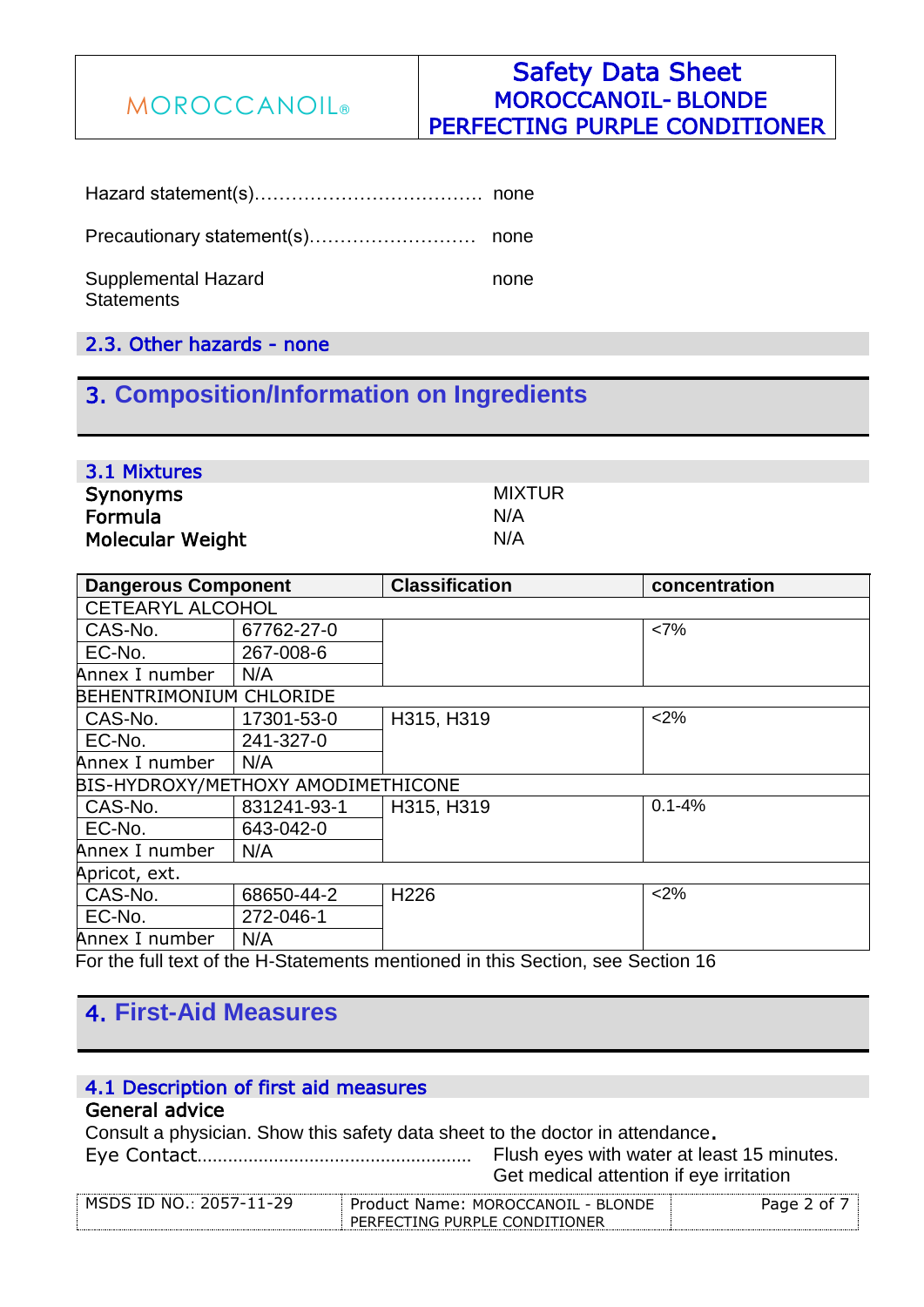Hazard statement(s)………………………………. none

Precautionary statement(s)……………………… none

Supplemental Hazard Statements none

## 2.3. Other hazards - none

# 3. Composition/Information on Ingredients

## 3.1 Mixtures

| | |
|---|---|
| **Synonyms** | MIXTUR |
| **Formula** | N/A |
| **Molecular Weight** | N/A |

| Dangerous Component | | Classification | concentration |
|---|---|---|---|
| CETEARYL ALCOHOL | | | |
| CAS-No. | 67762-27-0 | | <7% |
| EC-No. | 267-008-6 | | |
| Annex I number | N/A | | |
| BEHENTRIMONIUM CHLORIDE | | | |
| CAS-No. | 17301-53-0 | H315, H319 | <2% |
| EC-No. | 241-327-0 | | |
| Annex I number | N/A | | |
| BIS-HYDROXY/METHOXY AMODIMETHICONE | | | |
| CAS-No. | 831241-93-1 | H315, H319 | 0.1-4% |
| EC-No. | 643-042-0 | | |
| Annex I number | N/A | | |
| Apricot, ext. | | | |
| CAS-No. | 68650-44-2 | H226 | <2% |
| EC-No. | 272-046-1 | | |
| Annex I number | N/A | | |

For the full text of the H-Statements mentioned in this Section, see Section 16

# 4. First-Aid Measures

## 4.1 Description of first aid measures

**General advice**

Consult a physician. Show this safety data sheet to the doctor in attendance.

Eye Contact……………………………………………… Flush eyes with water at least 15 minutes. Get medical attention if eye irritation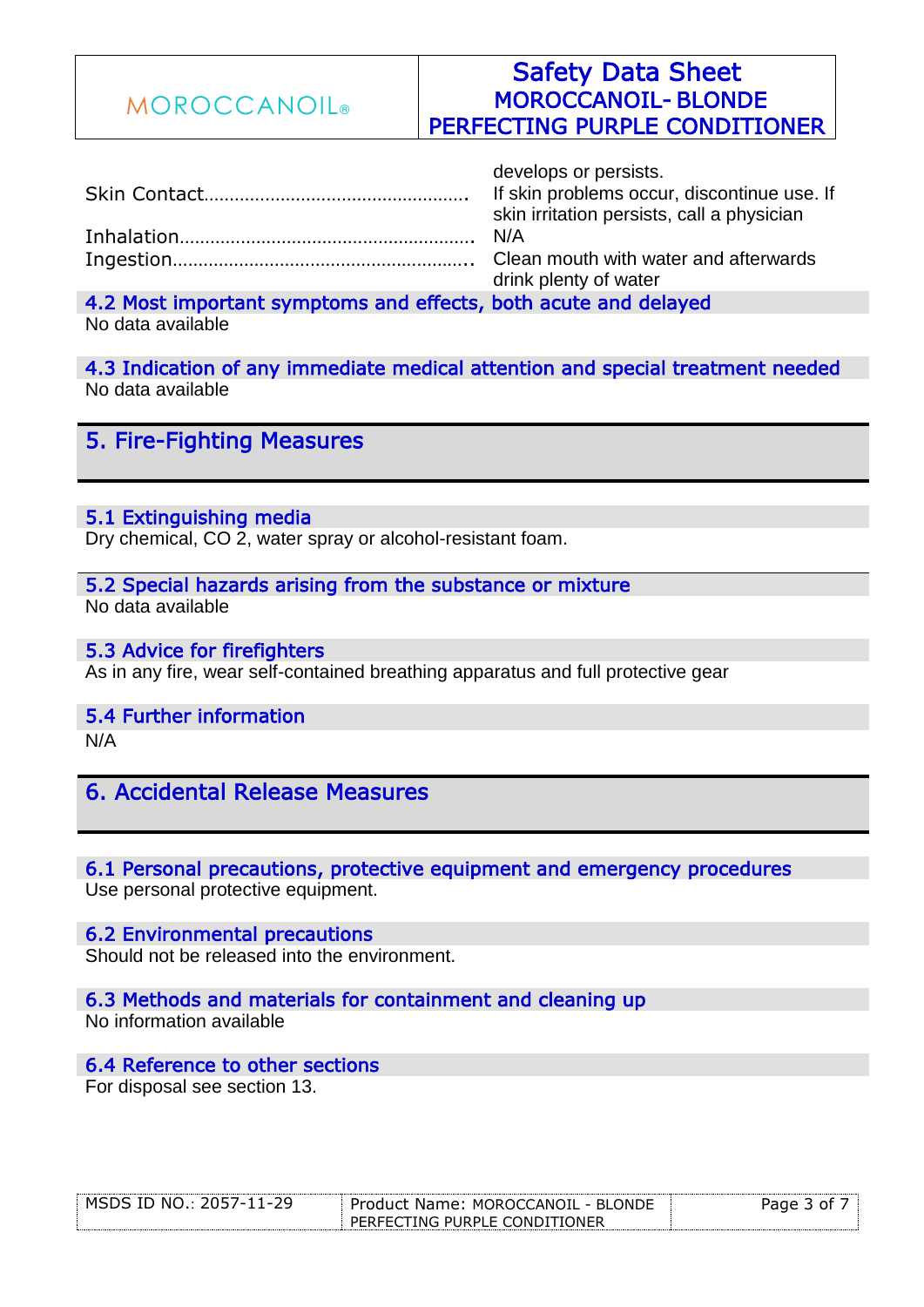| | |
|---|---|
| | develops or persists. |
| Skin Contact | If skin problems occur, discontinue use. If skin irritation persists, call a physician |
| Inhalation | N/A |
| Ingestion | Clean mouth with water and afterwards drink plenty of water |

### 4.2 Most important symptoms and effects, both acute and delayed

No data available

### 4.3 Indication of any immediate medical attention and special treatment needed

No data available

## 5. Fire-Fighting Measures

### 5.1 Extinguishing media

Dry chemical, CO 2, water spray or alcohol-resistant foam.

### 5.2 Special hazards arising from the substance or mixture

No data available

### 5.3 Advice for firefighters

As in any fire, wear self-contained breathing apparatus and full protective gear

### 5.4 Further information

N/A

## 6. Accidental Release Measures

### 6.1 Personal precautions, protective equipment and emergency procedures

Use personal protective equipment.

### 6.2 Environmental precautions

Should not be released into the environment.

### 6.3 Methods and materials for containment and cleaning up

No information available

### 6.4 Reference to other sections

For disposal see section 13.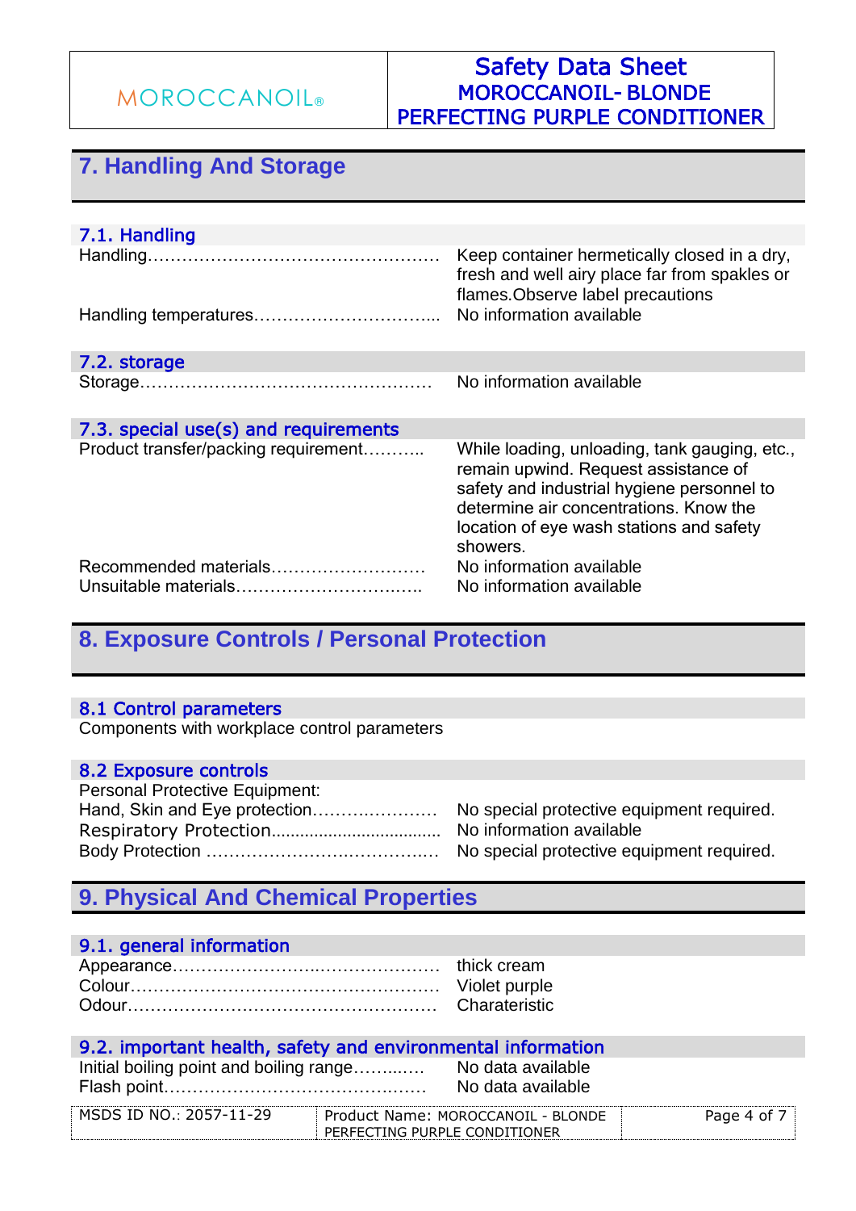## 7. Handling And Storage

### 7.1. Handling

| | |
|---|---|
| Handling…………………………………………… | Keep container hermetically closed in a dry, fresh and well airy place far from spakles or flames.Observe label precautions |
| Handling temperatures………………………….. | No information available |

### 7.2. storage

| | |
|---|---|
| Storage…………………………………………… | No information available |

### 7.3. special use(s) and requirements

| | |
|---|---|
| Product transfer/packing requirement……….. | While loading, unloading, tank gauging, etc., remain upwind. Request assistance of safety and industrial hygiene personnel to determine air concentrations. Know the location of eye wash stations and safety showers. |
| Recommended materials……………………… | No information available |
| Unsuitable materials………………………….. | No information available |

## 8. Exposure Controls / Personal Protection

### 8.1 Control parameters

Components with workplace control parameters

### 8.2 Exposure controls

Personal Protective Equipment:

| | |
|---|---|
| Hand, Skin and Eye protection…………………. | No special protective equipment required. |
| Respiratory Protection.................................. | No information available |
| Body Protection …………………………………. | No special protective equipment required. |

## 9. Physical And Chemical Properties

### 9.1. general information

| | |
|---|---|
| Appearance……………………………………… | thick cream |
| Colour…………………………………………… | Violet purple |
| Odour…………………………………………… | Charateristic |

### 9.2. important health, safety and environmental information

| | |
|---|---|
| Initial boiling point and boiling range……….. | No data available |
| Flash point……………………………………… | No data available |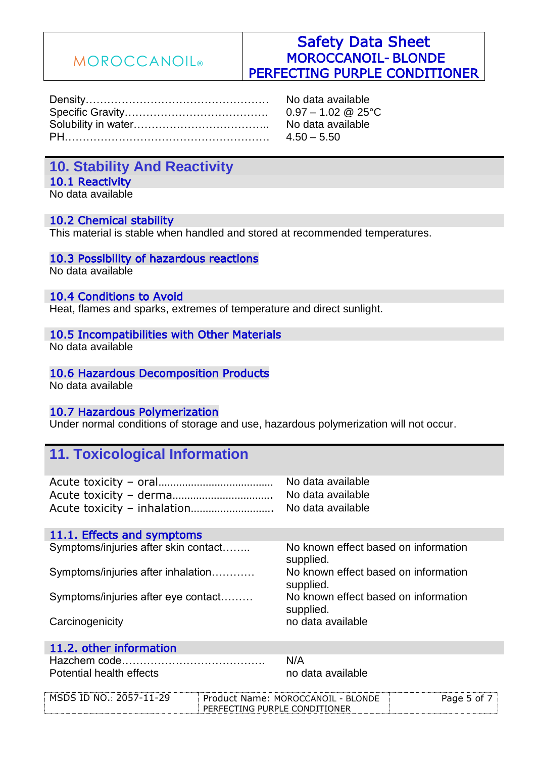| | |
|---|---|
| Density……………………………………………… | No data available |
| Specific Gravity………………………………….. | 0.97 – 1.02 @ 25°C |
| Solubility in water……………………………….. | No data available |
| PH…………………………………………………. | 4.50 – 5.50 |

## 10. Stability And Reactivity

### 10.1 Reactivity

No data available

### 10.2 Chemical stability

This material is stable when handled and stored at recommended temperatures.

### 10.3 Possibility of hazardous reactions

No data available

### 10.4 Conditions to Avoid

Heat, flames and sparks, extremes of temperature and direct sunlight.

### 10.5 Incompatibilities with Other Materials

No data available

### 10.6 Hazardous Decomposition Products

No data available

### 10.7 Hazardous Polymerization

Under normal conditions of storage and use, hazardous polymerization will not occur.

## 11. Toxicological Information

| | |
|---|---|
| Acute toxicity – oral…………………………………. | No data available |
| Acute toxicity – derma……………………………. | No data available |
| Acute toxicity – inhalation……………………… | No data available |

### 11.1. Effects and symptoms

| | |
|---|---|
| Symptoms/injuries after skin contact…….. | No known effect based on information supplied. |
| Symptoms/injuries after inhalation………… | No known effect based on information supplied. |
| Symptoms/injuries after eye contact……… | No known effect based on information supplied. |
| Carcinogenicity | no data available |

### 11.2. other information

| | |
|---|---|
| Hazchem code…………………………………… | N/A |
| Potential health effects | no data available |

| | | |
|---|---|---|
| MSDS ID NO.: 2057-11-29 | Product Name: MOROCCANOIL - BLONDE PERFECTING PURPLE CONDITIONER | |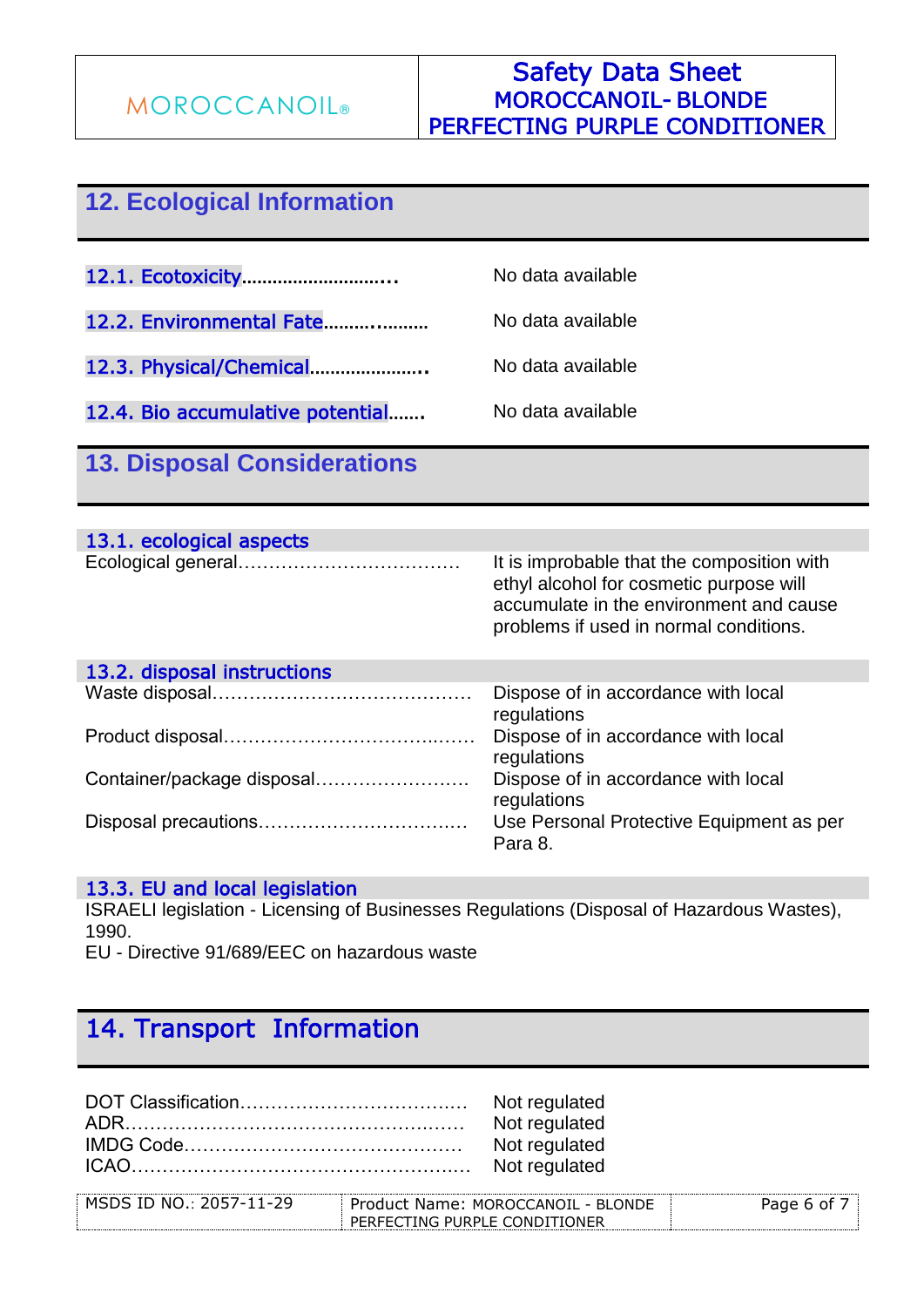## 12. Ecological Information

| | |
|---|---|
| 12.1. Ecotoxicity............................... | No data available |
| 12.2. Environmental Fate………..……… | No data available |
| 12.3. Physical/Chemical………………….. | No data available |
| 12.4. Bio accumulative potential……. | No data available |

## 13. Disposal Considerations

### 13.1. ecological aspects

| | |
|---|---|
| Ecological general……………………………… | It is improbable that the composition with ethyl alcohol for cosmetic purpose will accumulate in the environment and cause problems if used in normal conditions. |

### 13.2. disposal instructions

| | |
|---|---|
| Waste disposal…………………………………… | Dispose of in accordance with local regulations |
| Product disposal………………………………..…. | Dispose of in accordance with local regulations |
| Container/package disposal…………………… | Dispose of in accordance with local regulations |
| Disposal precautions……………………………. | Use Personal Protective Equipment as per Para 8. |

### 13.3. EU and local legislation

ISRAELI legislation - Licensing of Businesses Regulations (Disposal of Hazardous Wastes), 1990.

EU - Directive 91/689/EEC on hazardous waste

## 14. Transport Information

| | |
|---|---|
| DOT Classification……………………………… | Not regulated |
| ADR……………………………………………… | Not regulated |
| IMDG Code……………………………………… | Not regulated |
| ICAO………………………………………….…. | Not regulated |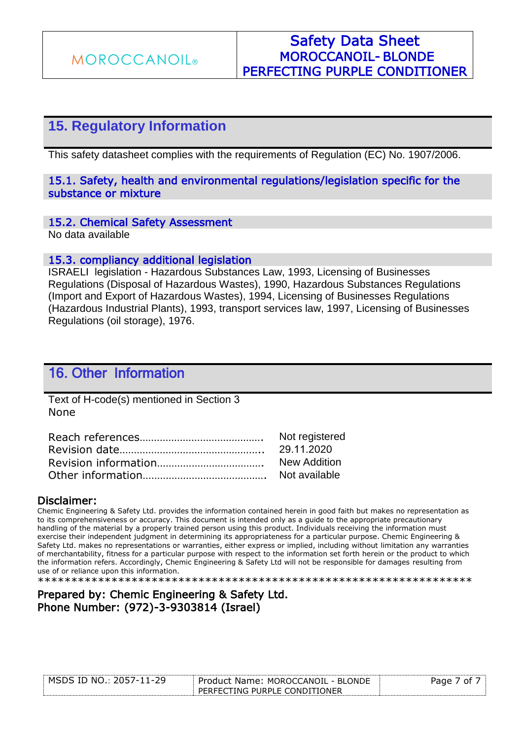## 15. Regulatory Information

This safety datasheet complies with the requirements of Regulation (EC) No. 1907/2006.

### 15.1. Safety, health and environmental regulations/legislation specific for the substance or mixture

### 15.2. Chemical Safety Assessment

No data available

### 15.3. compliancy additional legislation

ISRAELI legislation - Hazardous Substances Law, 1993, Licensing of Businesses Regulations (Disposal of Hazardous Wastes), 1990, Hazardous Substances Regulations (Import and Export of Hazardous Wastes), 1994, Licensing of Businesses Regulations (Hazardous Industrial Plants), 1993, transport services law, 1997, Licensing of Businesses Regulations (oil storage), 1976.

## 16. Other Information

Text of H-code(s) mentioned in Section 3
None

Reach references.......................................... Not registered
Revision date................................................. 29.11.2020
Revision information.................................... New Addition
Other information.......................................... Not available

**Disclaimer:**

Chemic Engineering & Safety Ltd. provides the information contained herein in good faith but makes no representation as to its comprehensiveness or accuracy. This document is intended only as a guide to the appropriate precautionary handling of the material by a properly trained person using this product. Individuals receiving the information must exercise their independent judgment in determining its appropriateness for a particular purpose. Chemic Engineering & Safety Ltd. makes no representations or warranties, either express or implied, including without limitation any warranties of merchantability, fitness for a particular purpose with respect to the information set forth herein or the product to which the information refers. Accordingly, Chemic Engineering & Safety Ltd will not be responsible for damages resulting from use of or reliance upon this information.

*****************************************************************

**Prepared by: Chemic Engineering & Safety Ltd.**
**Phone Number: (972)-3-9303814 (Israel)**